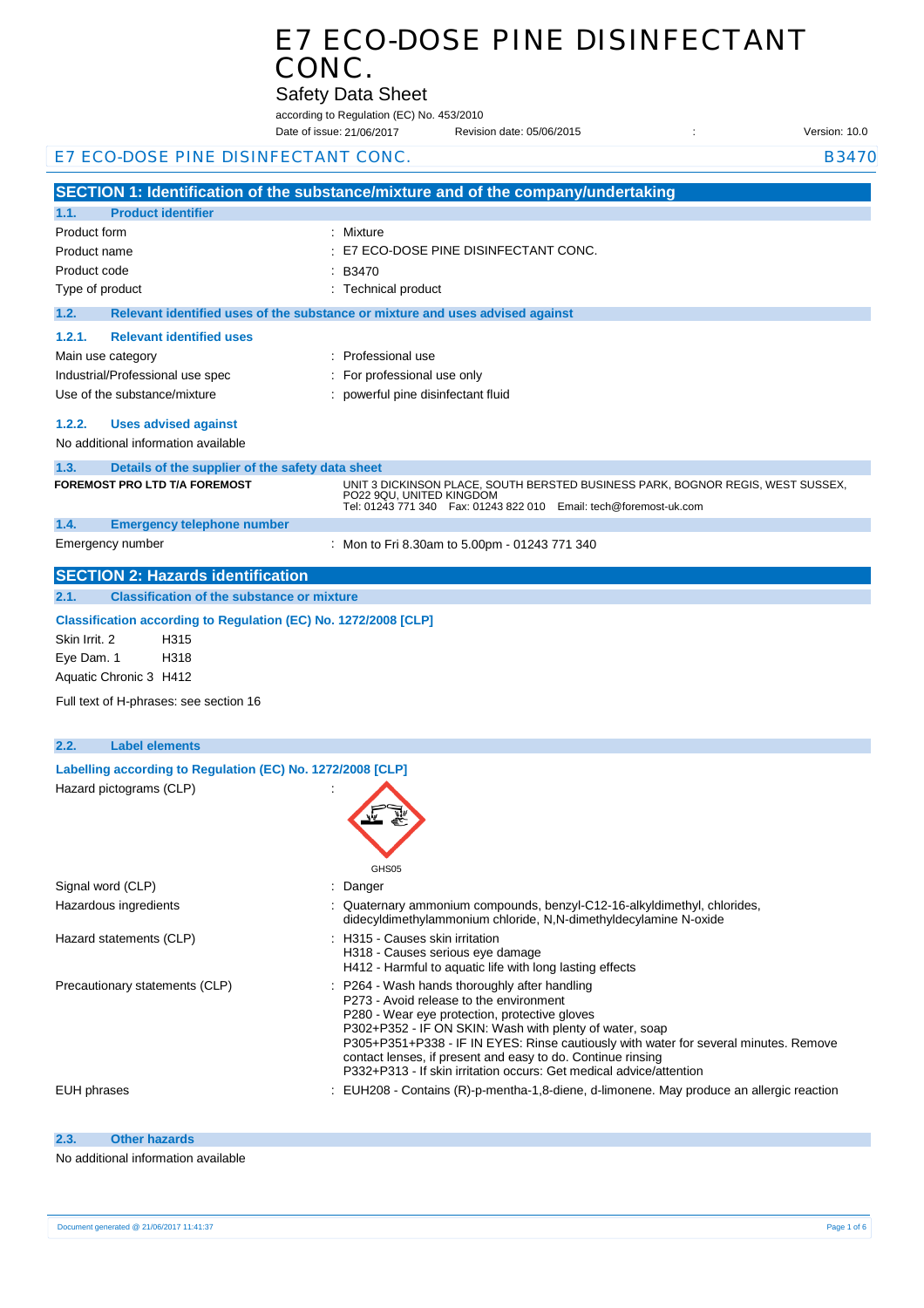# E7 ECO-DOSE PINE DISINFECTANT CONC.

## Safety Data Sheet

according to Regulation (EC) No. 453/2010

Date of issue: 21/06/2017 Revision date: 05/06/2015 : Version: 10.0

E7 ECO-DOSE PINE DISINFECTANT CONC. B3470

## SECTION 1: Identification of the substance/mixture and of the company/undertaking

### 1.1. Product identifier

| | |
|---|---|
| Product form | : Mixture |
| Product name | : E7 ECO-DOSE PINE DISINFECTANT CONC. |
| Product code | : B3470 |
| Type of product | : Technical product |

### 1.2. Relevant identified uses of the substance or mixture and uses advised against

#### 1.2.1. Relevant identified uses

| | |
|---|---|
| Main use category | : Professional use |
| Industrial/Professional use spec | : For professional use only |
| Use of the substance/mixture | : powerful pine disinfectant fluid |

#### 1.2.2. Uses advised against

No additional information available

### 1.3. Details of the supplier of the safety data sheet

**FOREMOST PRO LTD T/A FOREMOST**

UNIT 3 DICKINSON PLACE, SOUTH BERSTED BUSINESS PARK, BOGNOR REGIS, WEST SUSSEX, PO22 9QU, UNITED KINGDOM
Tel: 01243 771 340 Fax: 01243 822 010 Email: tech@foremost-uk.com

### 1.4. Emergency telephone number

Emergency number : Mon to Fri 8.30am to 5.00pm - 01243 771 340

## SECTION 2: Hazards identification

### 2.1. Classification of the substance or mixture

**Classification according to Regulation (EC) No. 1272/2008 [CLP]**

Skin Irrit. 2 H315
Eye Dam. 1 H318
Aquatic Chronic 3 H412

Full text of H-phrases: see section 16

### 2.2. Label elements

**Labelling according to Regulation (EC) No. 1272/2008 [CLP]**

Hazard pictograms (CLP) :

GHS05

| | |
|---|---|
| Signal word (CLP) | : Danger |
| Hazardous ingredients | : Quaternary ammonium compounds, benzyl-C12-16-alkyldimethyl, chlorides, didecyldimethylammonium chloride, N,N-dimethyldecylamine N-oxide |
| Hazard statements (CLP) | : H315 - Causes skin irritation<br>H318 - Causes serious eye damage<br>H412 - Harmful to aquatic life with long lasting effects |
| Precautionary statements (CLP) | : P264 - Wash hands thoroughly after handling<br>P273 - Avoid release to the environment<br>P280 - Wear eye protection, protective gloves<br>P302+P352 - IF ON SKIN: Wash with plenty of water, soap<br>P305+P351+P338 - IF IN EYES: Rinse cautiously with water for several minutes. Remove contact lenses, if present and easy to do. Continue rinsing<br>P332+P313 - If skin irritation occurs: Get medical advice/attention |
| EUH phrases | : EUH208 - Contains (R)-p-mentha-1,8-diene, d-limonene. May produce an allergic reaction |

### 2.3. Other hazards

No additional information available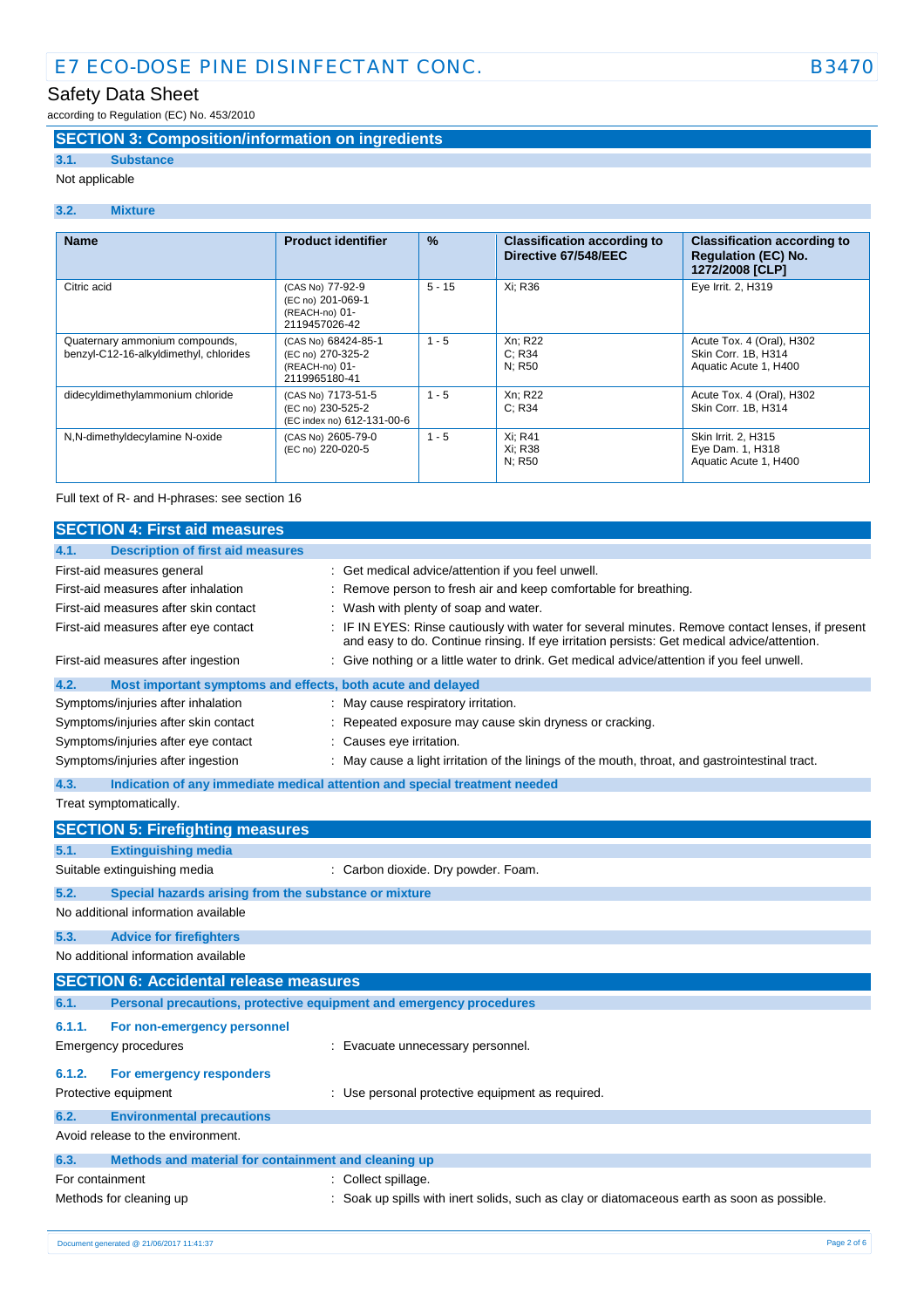## SECTION 3: Composition/information on ingredients

### 3.1. Substance

Not applicable

### 3.2. Mixture

| Name | Product identifier | % | Classification according to Directive 67/548/EEC | Classification according to Regulation (EC) No. 1272/2008 [CLP] |
|---|---|---|---|---|
| Citric acid | (CAS No) 77-92-9<br>(EC no) 201-069-1<br>(REACH-no) 01-2119457026-42 | 5 - 15 | Xi; R36 | Eye Irrit. 2, H319 |
| Quaternary ammonium compounds, benzyl-C12-16-alkyldimethyl, chlorides | (CAS No) 68424-85-1<br>(EC no) 270-325-2<br>(REACH-no) 01-2119965180-41 | 1 - 5 | Xn; R22<br>C; R34<br>N; R50 | Acute Tox. 4 (Oral), H302<br>Skin Corr. 1B, H314<br>Aquatic Acute 1, H400 |
| didecyldimethylammonium chloride | (CAS No) 7173-51-5<br>(EC no) 230-525-2<br>(EC index no) 612-131-00-6 | 1 - 5 | Xn; R22<br>C; R34 | Acute Tox. 4 (Oral), H302<br>Skin Corr. 1B, H314 |
| N,N-dimethyldecylamine N-oxide | (CAS No) 2605-79-0<br>(EC no) 220-020-5 | 1 - 5 | Xi; R41<br>Xi; R38<br>N; R50 | Skin Irrit. 2, H315<br>Eye Dam. 1, H318<br>Aquatic Acute 1, H400 |

Full text of R- and H-phrases: see section 16

## SECTION 4: First aid measures

### 4.1. Description of first aid measures

First-aid measures general : Get medical advice/attention if you feel unwell.

First-aid measures after inhalation : Remove person to fresh air and keep comfortable for breathing.

First-aid measures after skin contact : Wash with plenty of soap and water.

First-aid measures after eye contact : IF IN EYES: Rinse cautiously with water for several minutes. Remove contact lenses, if present and easy to do. Continue rinsing. If eye irritation persists: Get medical advice/attention.

First-aid measures after ingestion : Give nothing or a little water to drink. Get medical advice/attention if you feel unwell.

### 4.2. Most important symptoms and effects, both acute and delayed

Symptoms/injuries after inhalation : May cause respiratory irritation.

Symptoms/injuries after skin contact : Repeated exposure may cause skin dryness or cracking.

Symptoms/injuries after eye contact : Causes eye irritation.

Symptoms/injuries after ingestion : May cause a light irritation of the linings of the mouth, throat, and gastrointestinal tract.

### 4.3. Indication of any immediate medical attention and special treatment needed

Treat symptomatically.

## SECTION 5: Firefighting measures

### 5.1. Extinguishing media

Suitable extinguishing media : Carbon dioxide. Dry powder. Foam.

### 5.2. Special hazards arising from the substance or mixture

No additional information available

### 5.3. Advice for firefighters

No additional information available

## SECTION 6: Accidental release measures

### 6.1. Personal precautions, protective equipment and emergency procedures

#### 6.1.1. For non-emergency personnel

Emergency procedures : Evacuate unnecessary personnel.

#### 6.1.2. For emergency responders

Protective equipment : Use personal protective equipment as required.

### 6.2. Environmental precautions

Avoid release to the environment.

### 6.3. Methods and material for containment and cleaning up

For containment : Collect spillage.

Methods for cleaning up : Soak up spills with inert solids, such as clay or diatomaceous earth as soon as possible.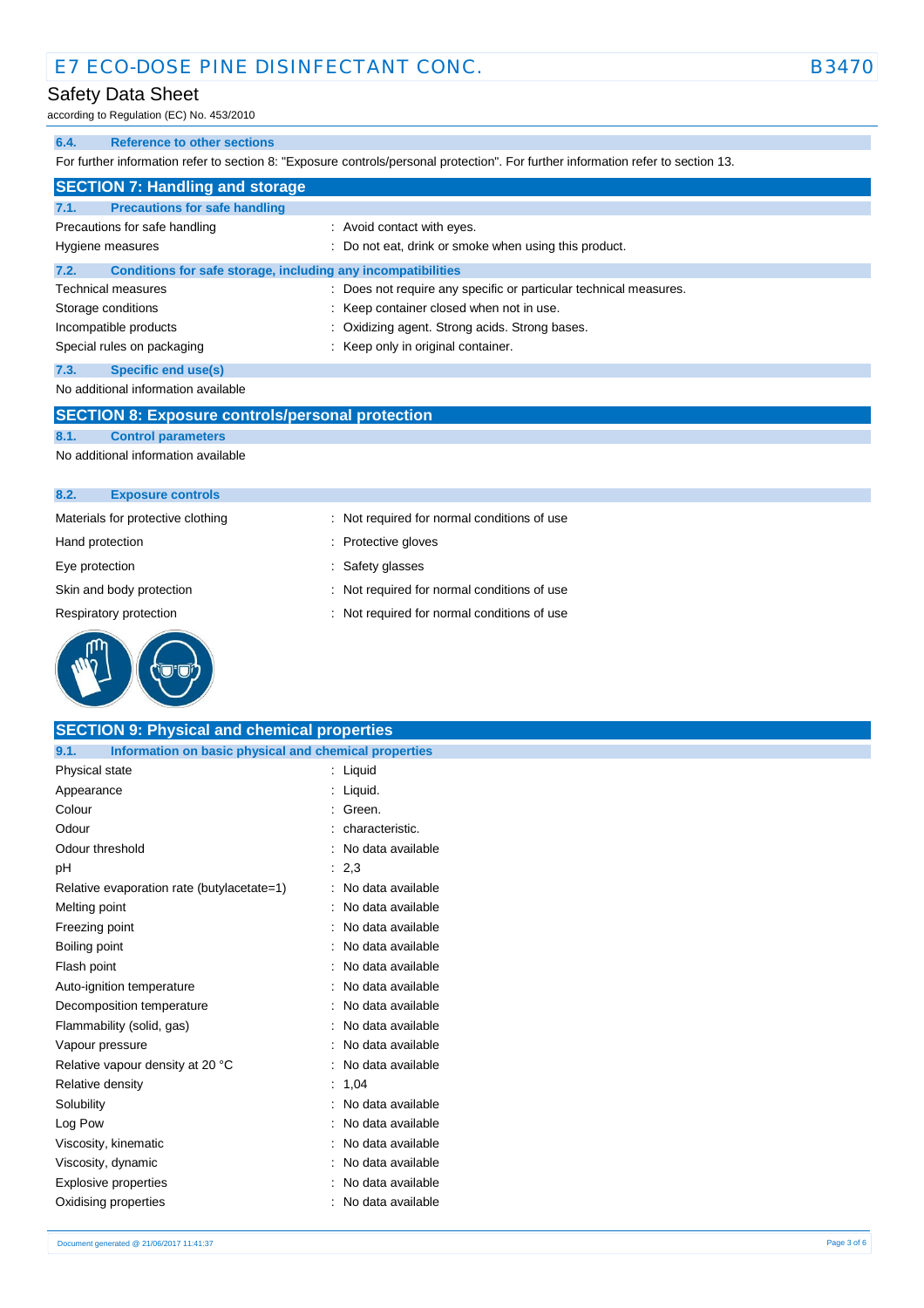### 6.4. Reference to other sections

For further information refer to section 8: "Exposure controls/personal protection". For further information refer to section 13.

## SECTION 7: Handling and storage

### 7.1. Precautions for safe handling

| | |
|---|---|
| Precautions for safe handling | : Avoid contact with eyes. |
| Hygiene measures | : Do not eat, drink or smoke when using this product. |

### 7.2. Conditions for safe storage, including any incompatibilities

| | |
|---|---|
| Technical measures | : Does not require any specific or particular technical measures. |
| Storage conditions | : Keep container closed when not in use. |
| Incompatible products | : Oxidizing agent. Strong acids. Strong bases. |
| Special rules on packaging | : Keep only in original container. |

### 7.3. Specific end use(s)

No additional information available

## SECTION 8: Exposure controls/personal protection

### 8.1. Control parameters

No additional information available

### 8.2. Exposure controls

| | |
|---|---|
| Materials for protective clothing | : Not required for normal conditions of use |
| Hand protection | : Protective gloves |
| Eye protection | : Safety glasses |
| Skin and body protection | : Not required for normal conditions of use |
| Respiratory protection | : Not required for normal conditions of use |

## SECTION 9: Physical and chemical properties

### 9.1. Information on basic physical and chemical properties

| | |
|---|---|
| Physical state | : Liquid |
| Appearance | : Liquid. |
| Colour | : Green. |
| Odour | : characteristic. |
| Odour threshold | : No data available |
| pH | : 2,3 |
| Relative evaporation rate (butylacetate=1) | : No data available |
| Melting point | : No data available |
| Freezing point | : No data available |
| Boiling point | : No data available |
| Flash point | : No data available |
| Auto-ignition temperature | : No data available |
| Decomposition temperature | : No data available |
| Flammability (solid, gas) | : No data available |
| Vapour pressure | : No data available |
| Relative vapour density at 20 °C | : No data available |
| Relative density | : 1,04 |
| Solubility | : No data available |
| Log Pow | : No data available |
| Viscosity, kinematic | : No data available |
| Viscosity, dynamic | : No data available |
| Explosive properties | : No data available |
| Oxidising properties | : No data available |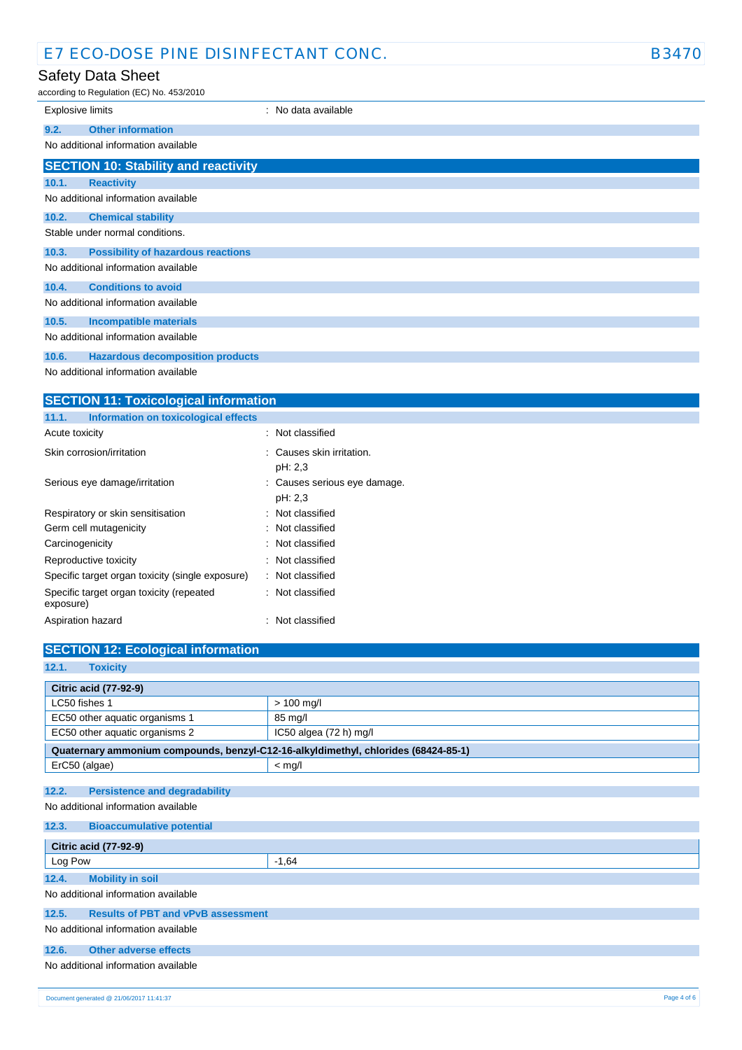| | |
|---|---|
| Explosive limits | : No data available |

### 9.2. Other information

No additional information available

## SECTION 10: Stability and reactivity

### 10.1. Reactivity

No additional information available

### 10.2. Chemical stability

Stable under normal conditions.

### 10.3. Possibility of hazardous reactions

No additional information available

### 10.4. Conditions to avoid

No additional information available

### 10.5. Incompatible materials

No additional information available

### 10.6. Hazardous decomposition products

No additional information available

## SECTION 11: Toxicological information

### 11.1. Information on toxicological effects

| | |
|---|---|
| Acute toxicity | : Not classified |
| Skin corrosion/irritation | : Causes skin irritation.<br>pH: 2,3 |
| Serious eye damage/irritation | : Causes serious eye damage.<br>pH: 2,3 |
| Respiratory or skin sensitisation | : Not classified |
| Germ cell mutagenicity | : Not classified |
| Carcinogenicity | : Not classified |
| Reproductive toxicity | : Not classified |
| Specific target organ toxicity (single exposure) | : Not classified |
| Specific target organ toxicity (repeated exposure) | : Not classified |
| Aspiration hazard | : Not classified |

## SECTION 12: Ecological information

### 12.1. Toxicity

| **Citric acid (77-92-9)** | |
|---|---|
| LC50 fishes 1 | > 100 mg/l |
| EC50 other aquatic organisms 1 | 85 mg/l |
| EC50 other aquatic organisms 2 | IC50 algea (72 h) mg/l |
| **Quaternary ammonium compounds, benzyl-C12-16-alkyldimethyl, chlorides (68424-85-1)** | |
| ErC50 (algae) | < mg/l |

### 12.2. Persistence and degradability

No additional information available

### 12.3. Bioaccumulative potential

| **Citric acid (77-92-9)** | |
|---|---|
| Log Pow | -1,64 |

### 12.4. Mobility in soil

No additional information available

### 12.5. Results of PBT and vPvB assessment

No additional information available

### 12.6. Other adverse effects

No additional information available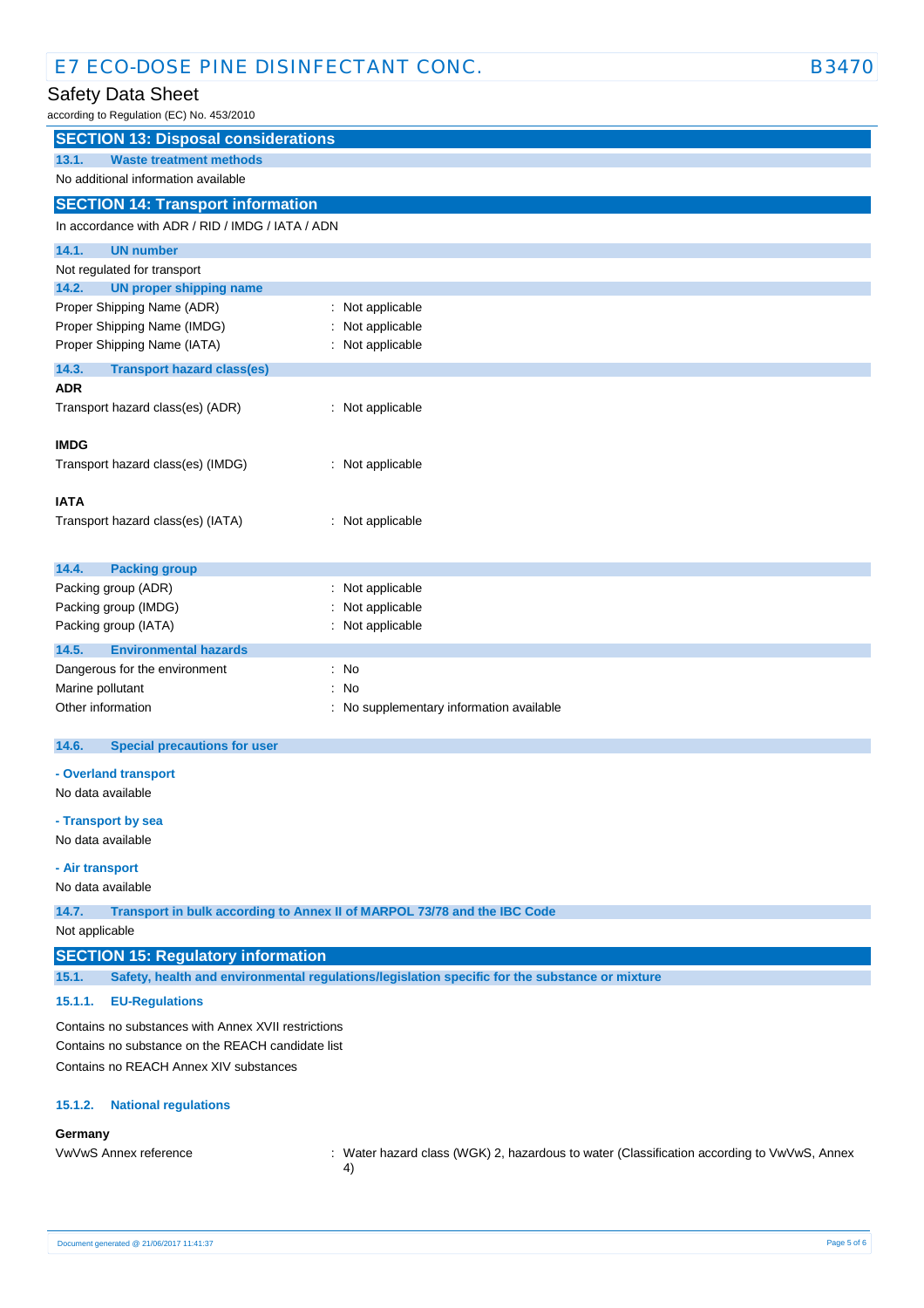## SECTION 13: Disposal considerations

### 13.1. Waste treatment methods

No additional information available

## SECTION 14: Transport information

In accordance with ADR / RID / IMDG / IATA / ADN

### 14.1. UN number

Not regulated for transport

### 14.2. UN proper shipping name

Proper Shipping Name (ADR) : Not applicable
Proper Shipping Name (IMDG) : Not applicable
Proper Shipping Name (IATA) : Not applicable

### 14.3. Transport hazard class(es)

**ADR**

Transport hazard class(es) (ADR) : Not applicable

**IMDG**

Transport hazard class(es) (IMDG) : Not applicable

**IATA**

Transport hazard class(es) (IATA) : Not applicable

### 14.4. Packing group

Packing group (ADR) : Not applicable
Packing group (IMDG) : Not applicable
Packing group (IATA) : Not applicable

### 14.5. Environmental hazards

Dangerous for the environment : No
Marine pollutant : No
Other information : No supplementary information available

### 14.6. Special precautions for user

**- Overland transport**

No data available

**- Transport by sea**

No data available

**- Air transport**

No data available

### 14.7. Transport in bulk according to Annex II of MARPOL 73/78 and the IBC Code

Not applicable

## SECTION 15: Regulatory information

### 15.1. Safety, health and environmental regulations/legislation specific for the substance or mixture

#### 15.1.1. EU-Regulations

Contains no substances with Annex XVII restrictions
Contains no substance on the REACH candidate list
Contains no REACH Annex XIV substances

#### 15.1.2. National regulations

**Germany**

VwVwS Annex reference : Water hazard class (WGK) 2, hazardous to water (Classification according to VwVwS, Annex 4)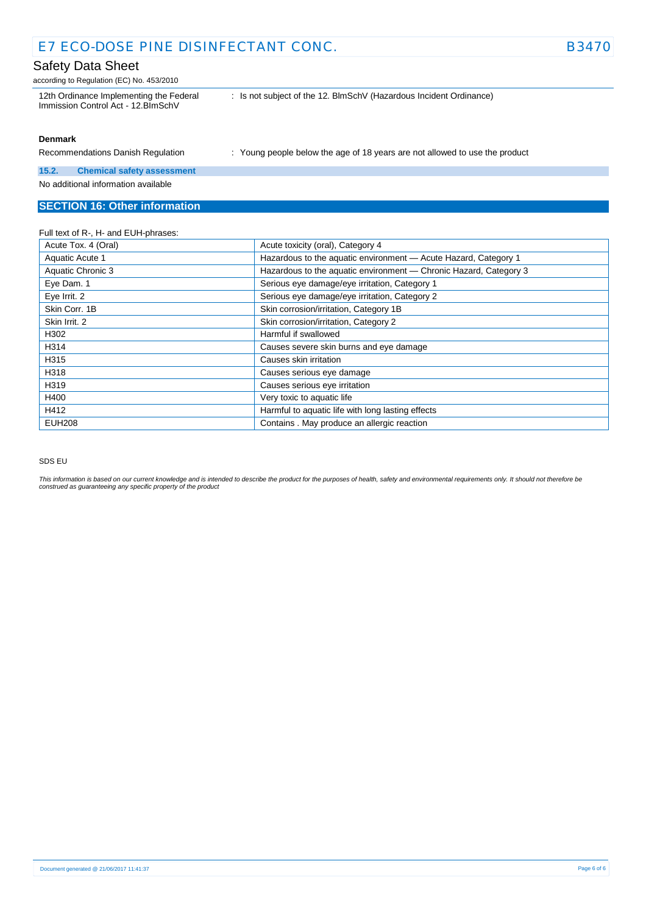| | |
|---|---|
| 12th Ordinance Implementing the Federal Immission Control Act - 12.BImSchV | : Is not subject of the 12. BlmSchV (Hazardous Incident Ordinance) |

**Denmark**

| | |
|---|---|
| Recommendations Danish Regulation | : Young people below the age of 18 years are not allowed to use the product |

### 15.2. Chemical safety assessment

No additional information available

## SECTION 16: Other information

Full text of R-, H- and EUH-phrases:

| | |
|---|---|
| Acute Tox. 4 (Oral) | Acute toxicity (oral), Category 4 |
| Aquatic Acute 1 | Hazardous to the aquatic environment — Acute Hazard, Category 1 |
| Aquatic Chronic 3 | Hazardous to the aquatic environment — Chronic Hazard, Category 3 |
| Eye Dam. 1 | Serious eye damage/eye irritation, Category 1 |
| Eye Irrit. 2 | Serious eye damage/eye irritation, Category 2 |
| Skin Corr. 1B | Skin corrosion/irritation, Category 1B |
| Skin Irrit. 2 | Skin corrosion/irritation, Category 2 |
| H302 | Harmful if swallowed |
| H314 | Causes severe skin burns and eye damage |
| H315 | Causes skin irritation |
| H318 | Causes serious eye damage |
| H319 | Causes serious eye irritation |
| H400 | Very toxic to aquatic life |
| H412 | Harmful to aquatic life with long lasting effects |
| EUH208 | Contains . May produce an allergic reaction |

SDS EU

*This information is based on our current knowledge and is intended to describe the product for the purposes of health, safety and environmental requirements only. It should not therefore be construed as guaranteeing any specific property of the product*